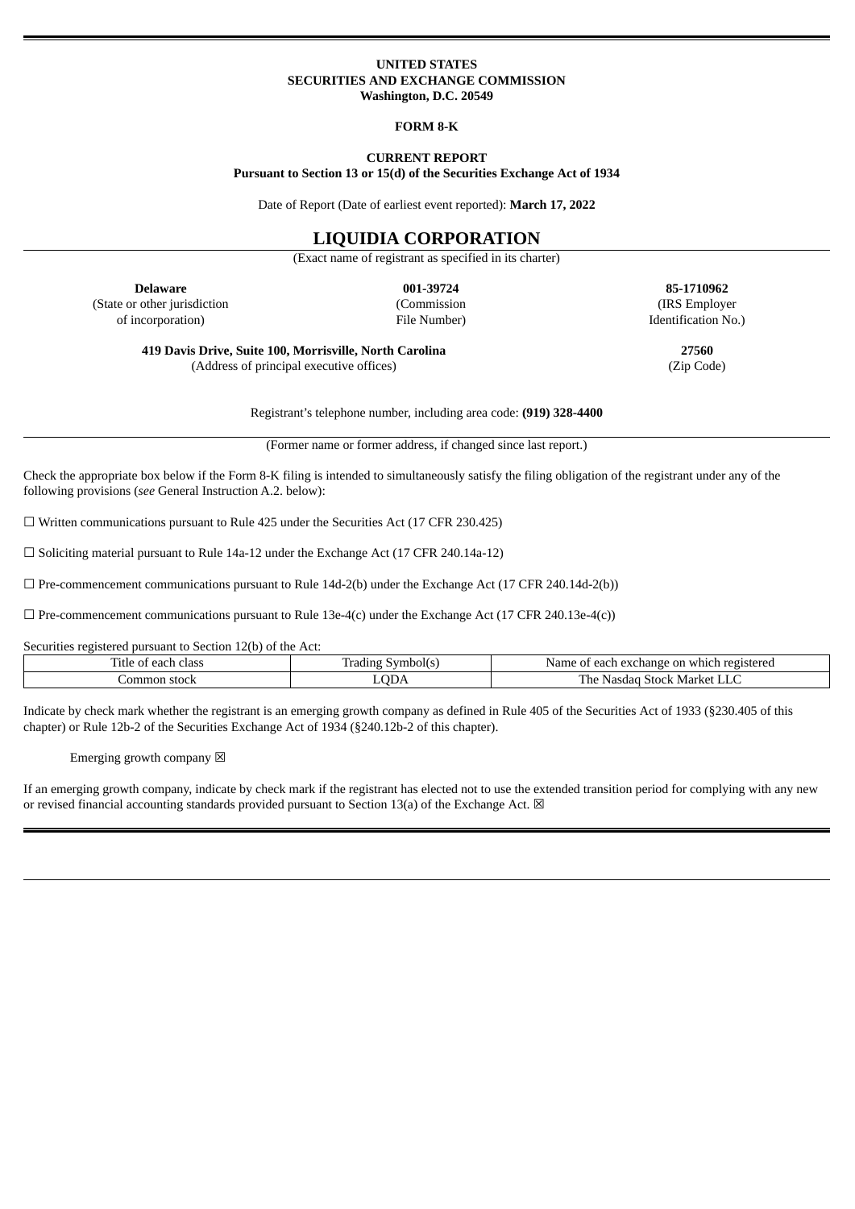**UNITED STATES**
**SECURITIES AND EXCHANGE COMMISSION**
**Washington, D.C. 20549**

**FORM 8-K**

**CURRENT REPORT**
**Pursuant to Section 13 or 15(d) of the Securities Exchange Act of 1934**

Date of Report (Date of earliest event reported): **March 17, 2022**

# LIQUIDIA CORPORATION

(Exact name of registrant as specified in its charter)

| **Delaware** | **001-39724** | **85-1710962** |
|---|---|---|
| (State or other jurisdiction of incorporation) | (Commission File Number) | (IRS Employer Identification No.) |

| **419 Davis Drive, Suite 100, Morrisville, North Carolina** | **27560** |
|---|---|
| (Address of principal executive offices) | (Zip Code) |

Registrant's telephone number, including area code: **(919) 328-4400**

(Former name or former address, if changed since last report.)

Check the appropriate box below if the Form 8-K filing is intended to simultaneously satisfy the filing obligation of the registrant under any of the following provisions (*see* General Instruction A.2. below):

☐ Written communications pursuant to Rule 425 under the Securities Act (17 CFR 230.425)

☐ Soliciting material pursuant to Rule 14a-12 under the Exchange Act (17 CFR 240.14a-12)

☐ Pre-commencement communications pursuant to Rule 14d-2(b) under the Exchange Act (17 CFR 240.14d-2(b))

☐ Pre-commencement communications pursuant to Rule 13e-4(c) under the Exchange Act (17 CFR 240.13e-4(c))

Securities registered pursuant to Section 12(b) of the Act:

| Title of each class | Trading Symbol(s) | Name of each exchange on which registered |
|---|---|---|
| Common stock | LQDA | The Nasdaq Stock Market LLC |

Indicate by check mark whether the registrant is an emerging growth company as defined in Rule 405 of the Securities Act of 1933 (§230.405 of this chapter) or Rule 12b-2 of the Securities Exchange Act of 1934 (§240.12b-2 of this chapter).

Emerging growth company ☒

If an emerging growth company, indicate by check mark if the registrant has elected not to use the extended transition period for complying with any new or revised financial accounting standards provided pursuant to Section 13(a) of the Exchange Act. ☒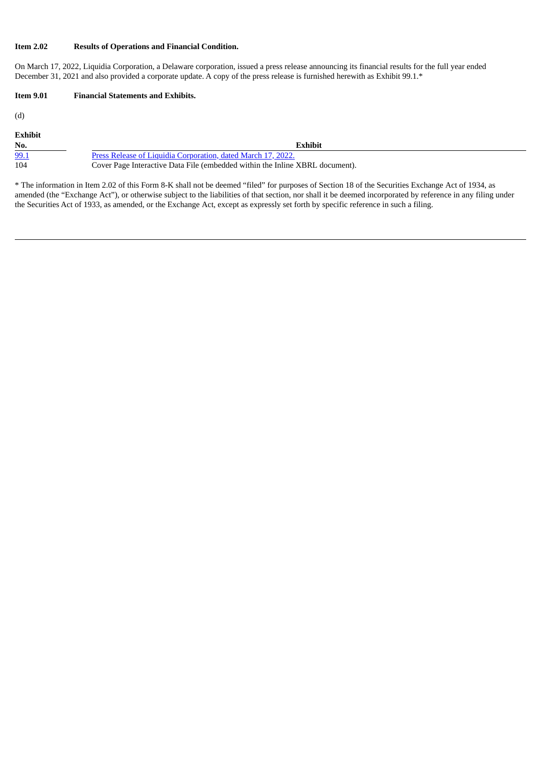**Item 2.02 Results of Operations and Financial Condition.**

On March 17, 2022, Liquidia Corporation, a Delaware corporation, issued a press release announcing its financial results for the full year ended December 31, 2021 and also provided a corporate update. A copy of the press release is furnished herewith as Exhibit 99.1.*

**Item 9.01 Financial Statements and Exhibits.**

(d)

| Exhibit No. | Exhibit |
| --- | --- |
| 99.1 | Press Release of Liquidia Corporation, dated March 17, 2022. |
| 104 | Cover Page Interactive Data File (embedded within the Inline XBRL document). |

* The information in Item 2.02 of this Form 8-K shall not be deemed "filed" for purposes of Section 18 of the Securities Exchange Act of 1934, as amended (the "Exchange Act"), or otherwise subject to the liabilities of that section, nor shall it be deemed incorporated by reference in any filing under the Securities Act of 1933, as amended, or the Exchange Act, except as expressly set forth by specific reference in such a filing.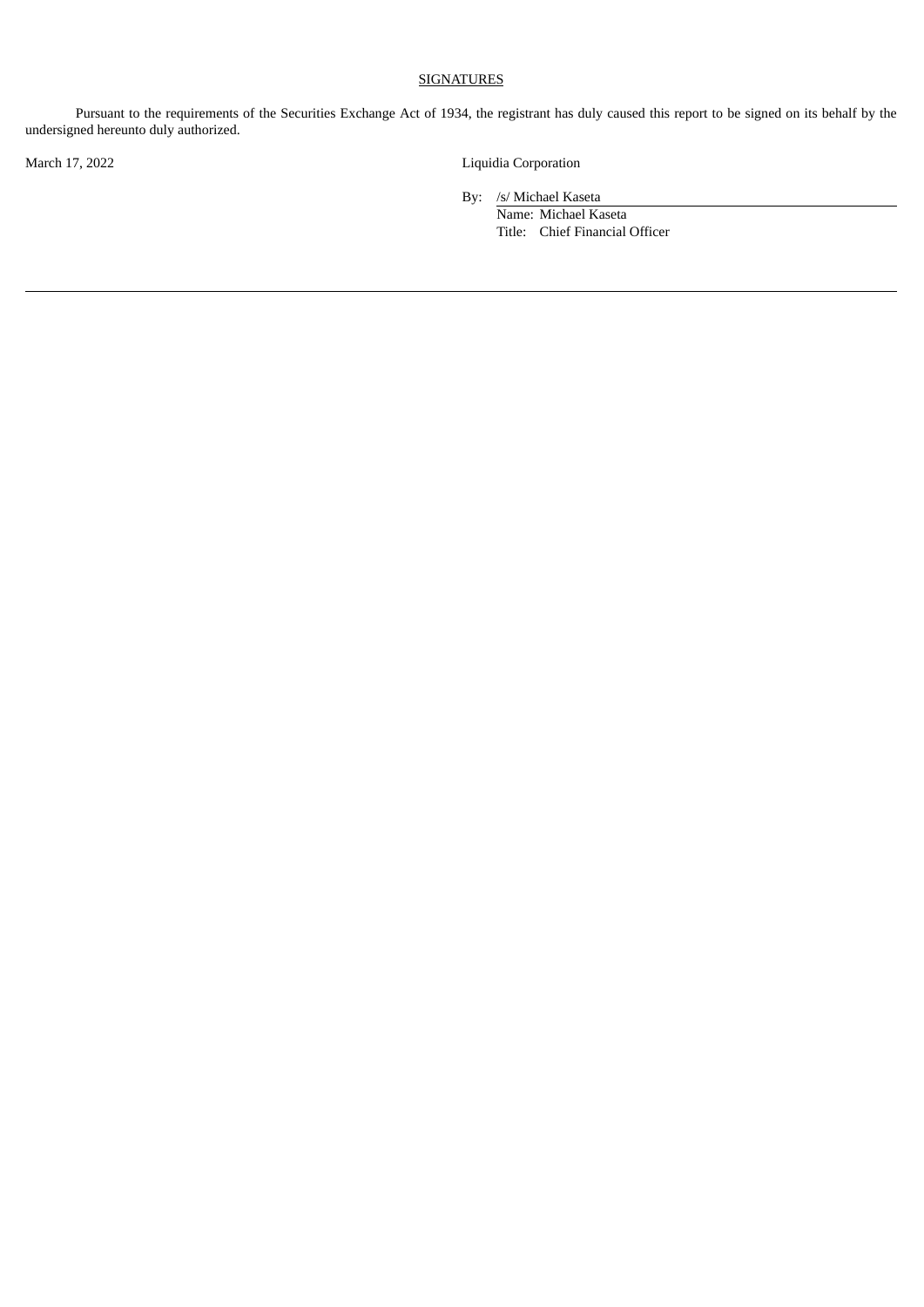## SIGNATURES

Pursuant to the requirements of the Securities Exchange Act of 1934, the registrant has duly caused this report to be signed on its behalf by the undersigned hereunto duly authorized.

March 17, 2022

Liquidia Corporation

By: /s/ Michael Kaseta

Name: Michael Kaseta

Title: Chief Financial Officer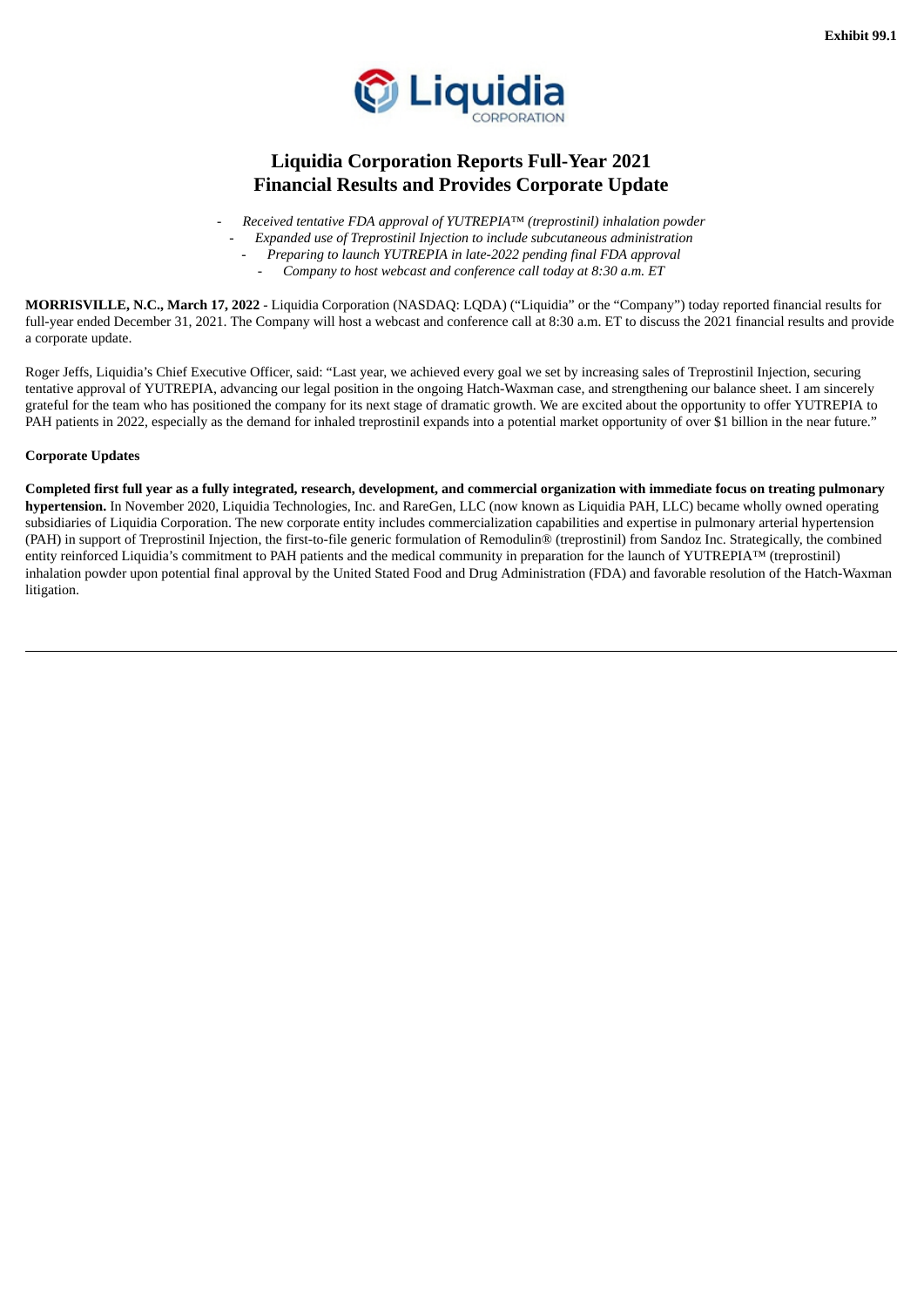Exhibit 99.1

# Liquidia Corporation Reports Full-Year 2021 Financial Results and Provides Corporate Update

- *Received tentative FDA approval of YUTREPIA™ (treprostinil) inhalation powder*
- *Expanded use of Treprostinil Injection to include subcutaneous administration*
- *Preparing to launch YUTREPIA in late-2022 pending final FDA approval*
- *Company to host webcast and conference call today at 8:30 a.m. ET*

**MORRISVILLE, N.C., March 17, 2022** - Liquidia Corporation (NASDAQ: LQDA) ("Liquidia" or the "Company") today reported financial results for full-year ended December 31, 2021. The Company will host a webcast and conference call at 8:30 a.m. ET to discuss the 2021 financial results and provide a corporate update.

Roger Jeffs, Liquidia's Chief Executive Officer, said: "Last year, we achieved every goal we set by increasing sales of Treprostinil Injection, securing tentative approval of YUTREPIA, advancing our legal position in the ongoing Hatch-Waxman case, and strengthening our balance sheet. I am sincerely grateful for the team who has positioned the company for its next stage of dramatic growth. We are excited about the opportunity to offer YUTREPIA to PAH patients in 2022, especially as the demand for inhaled treprostinil expands into a potential market opportunity of over $1 billion in the near future."

**Corporate Updates**

**Completed first full year as a fully integrated, research, development, and commercial organization with immediate focus on treating pulmonary hypertension.** In November 2020, Liquidia Technologies, Inc. and RareGen, LLC (now known as Liquidia PAH, LLC) became wholly owned operating subsidiaries of Liquidia Corporation. The new corporate entity includes commercialization capabilities and expertise in pulmonary arterial hypertension (PAH) in support of Treprostinil Injection, the first-to-file generic formulation of Remodulin® (treprostinil) from Sandoz Inc. Strategically, the combined entity reinforced Liquidia's commitment to PAH patients and the medical community in preparation for the launch of YUTREPIA™ (treprostinil) inhalation powder upon potential final approval by the United Stated Food and Drug Administration (FDA) and favorable resolution of the Hatch-Waxman litigation.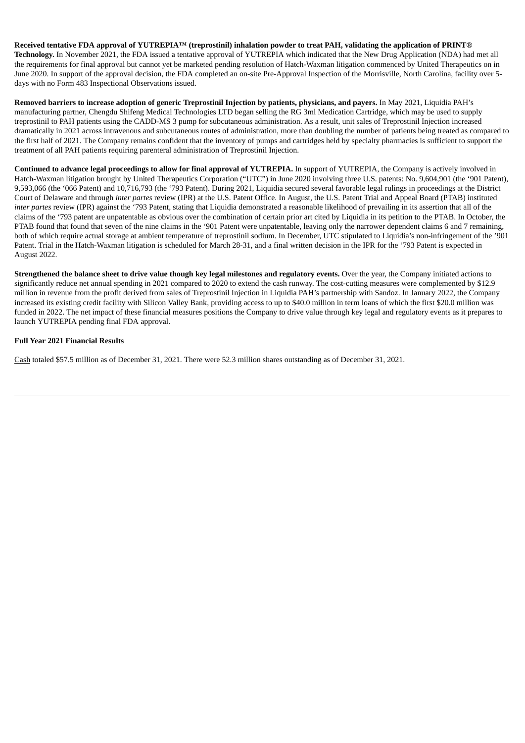**Received tentative FDA approval of YUTREPIA™ (treprostinil) inhalation powder to treat PAH, validating the application of PRINT® Technology.** In November 2021, the FDA issued a tentative approval of YUTREPIA which indicated that the New Drug Application (NDA) had met all the requirements for final approval but cannot yet be marketed pending resolution of Hatch-Waxman litigation commenced by United Therapeutics on in June 2020. In support of the approval decision, the FDA completed an on-site Pre-Approval Inspection of the Morrisville, North Carolina, facility over 5-days with no Form 483 Inspectional Observations issued.

**Removed barriers to increase adoption of generic Treprostinil Injection by patients, physicians, and payers.** In May 2021, Liquidia PAH's manufacturing partner, Chengdu Shifeng Medical Technologies LTD began selling the RG 3ml Medication Cartridge, which may be used to supply treprostinil to PAH patients using the CADD-MS 3 pump for subcutaneous administration. As a result, unit sales of Treprostinil Injection increased dramatically in 2021 across intravenous and subcutaneous routes of administration, more than doubling the number of patients being treated as compared to the first half of 2021. The Company remains confident that the inventory of pumps and cartridges held by specialty pharmacies is sufficient to support the treatment of all PAH patients requiring parenteral administration of Treprostinil Injection.

**Continued to advance legal proceedings to allow for final approval of YUTREPIA.** In support of YUTREPIA, the Company is actively involved in Hatch-Waxman litigation brought by United Therapeutics Corporation ("UTC") in June 2020 involving three U.S. patents: No. 9,604,901 (the '901 Patent), 9,593,066 (the '066 Patent) and 10,716,793 (the '793 Patent). During 2021, Liquidia secured several favorable legal rulings in proceedings at the District Court of Delaware and through *inter partes* review (IPR) at the U.S. Patent Office. In August, the U.S. Patent Trial and Appeal Board (PTAB) instituted *inter partes* review (IPR) against the '793 Patent, stating that Liquidia demonstrated a reasonable likelihood of prevailing in its assertion that all of the claims of the '793 patent are unpatentable as obvious over the combination of certain prior art cited by Liquidia in its petition to the PTAB. In October, the PTAB found that found that seven of the nine claims in the '901 Patent were unpatentable, leaving only the narrower dependent claims 6 and 7 remaining, both of which require actual storage at ambient temperature of treprostinil sodium. In December, UTC stipulated to Liquidia's non-infringement of the '901 Patent. Trial in the Hatch-Waxman litigation is scheduled for March 28-31, and a final written decision in the IPR for the '793 Patent is expected in August 2022.

**Strengthened the balance sheet to drive value though key legal milestones and regulatory events.** Over the year, the Company initiated actions to significantly reduce net annual spending in 2021 compared to 2020 to extend the cash runway. The cost-cutting measures were complemented by $12.9 million in revenue from the profit derived from sales of Treprostinil Injection in Liquidia PAH's partnership with Sandoz. In January 2022, the Company increased its existing credit facility with Silicon Valley Bank, providing access to up to $40.0 million in term loans of which the first $20.0 million was funded in 2022. The net impact of these financial measures positions the Company to drive value through key legal and regulatory events as it prepares to launch YUTREPIA pending final FDA approval.

**Full Year 2021 Financial Results**

Cash totaled $57.5 million as of December 31, 2021. There were 52.3 million shares outstanding as of December 31, 2021.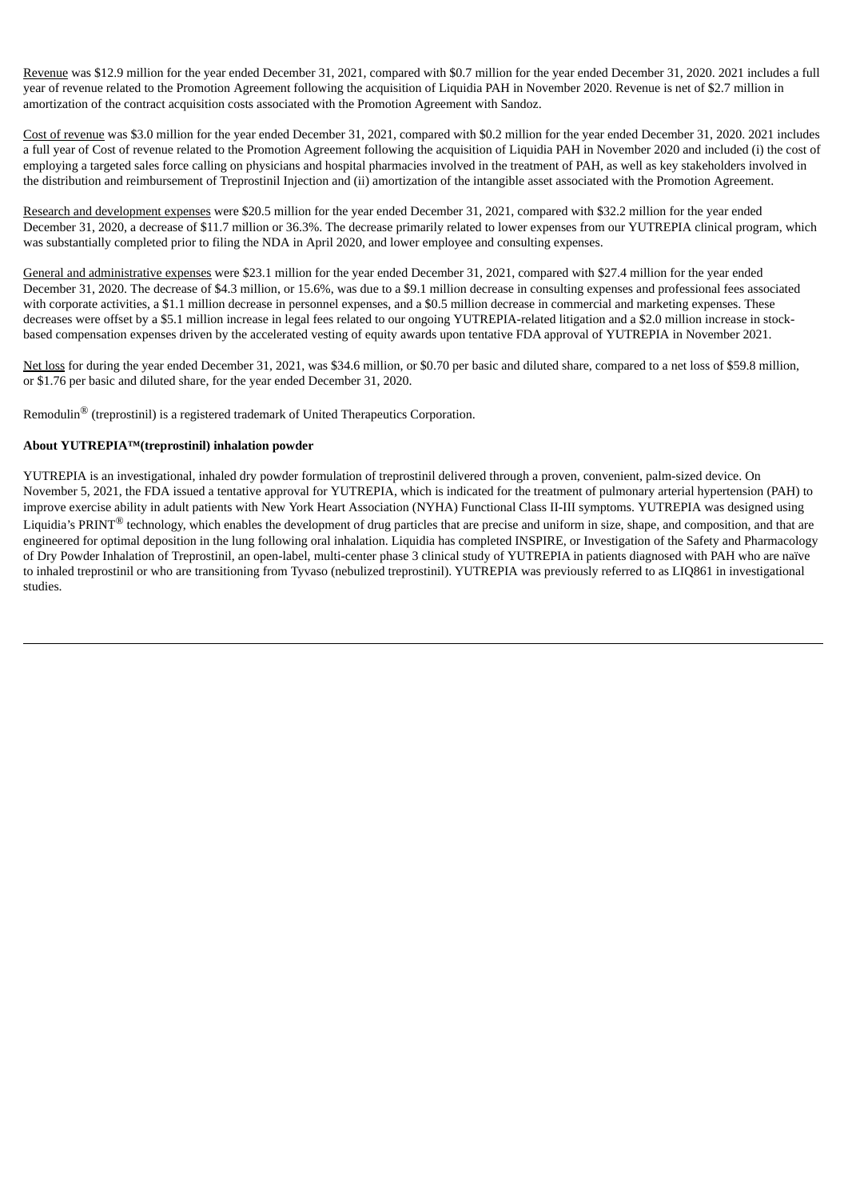Revenue was $12.9 million for the year ended December 31, 2021, compared with $0.7 million for the year ended December 31, 2020. 2021 includes a full year of revenue related to the Promotion Agreement following the acquisition of Liquidia PAH in November 2020. Revenue is net of $2.7 million in amortization of the contract acquisition costs associated with the Promotion Agreement with Sandoz.

Cost of revenue was $3.0 million for the year ended December 31, 2021, compared with $0.2 million for the year ended December 31, 2020. 2021 includes a full year of Cost of revenue related to the Promotion Agreement following the acquisition of Liquidia PAH in November 2020 and included (i) the cost of employing a targeted sales force calling on physicians and hospital pharmacies involved in the treatment of PAH, as well as key stakeholders involved in the distribution and reimbursement of Treprostinil Injection and (ii) amortization of the intangible asset associated with the Promotion Agreement.

Research and development expenses were $20.5 million for the year ended December 31, 2021, compared with $32.2 million for the year ended December 31, 2020, a decrease of $11.7 million or 36.3%. The decrease primarily related to lower expenses from our YUTREPIA clinical program, which was substantially completed prior to filing the NDA in April 2020, and lower employee and consulting expenses.

General and administrative expenses were $23.1 million for the year ended December 31, 2021, compared with $27.4 million for the year ended December 31, 2020. The decrease of $4.3 million, or 15.6%, was due to a $9.1 million decrease in consulting expenses and professional fees associated with corporate activities, a $1.1 million decrease in personnel expenses, and a $0.5 million decrease in commercial and marketing expenses. These decreases were offset by a $5.1 million increase in legal fees related to our ongoing YUTREPIA-related litigation and a $2.0 million increase in stock-based compensation expenses driven by the accelerated vesting of equity awards upon tentative FDA approval of YUTREPIA in November 2021.

Net loss for during the year ended December 31, 2021, was $34.6 million, or $0.70 per basic and diluted share, compared to a net loss of $59.8 million, or $1.76 per basic and diluted share, for the year ended December 31, 2020.

Remodulin® (treprostinil) is a registered trademark of United Therapeutics Corporation.

**About YUTREPIA™(treprostinil) inhalation powder**

YUTREPIA is an investigational, inhaled dry powder formulation of treprostinil delivered through a proven, convenient, palm-sized device. On November 5, 2021, the FDA issued a tentative approval for YUTREPIA, which is indicated for the treatment of pulmonary arterial hypertension (PAH) to improve exercise ability in adult patients with New York Heart Association (NYHA) Functional Class II-III symptoms. YUTREPIA was designed using Liquidia's PRINT® technology, which enables the development of drug particles that are precise and uniform in size, shape, and composition, and that are engineered for optimal deposition in the lung following oral inhalation. Liquidia has completed INSPIRE, or Investigation of the Safety and Pharmacology of Dry Powder Inhalation of Treprostinil, an open-label, multi-center phase 3 clinical study of YUTREPIA in patients diagnosed with PAH who are naïve to inhaled treprostinil or who are transitioning from Tyvaso (nebulized treprostinil). YUTREPIA was previously referred to as LIQ861 in investigational studies.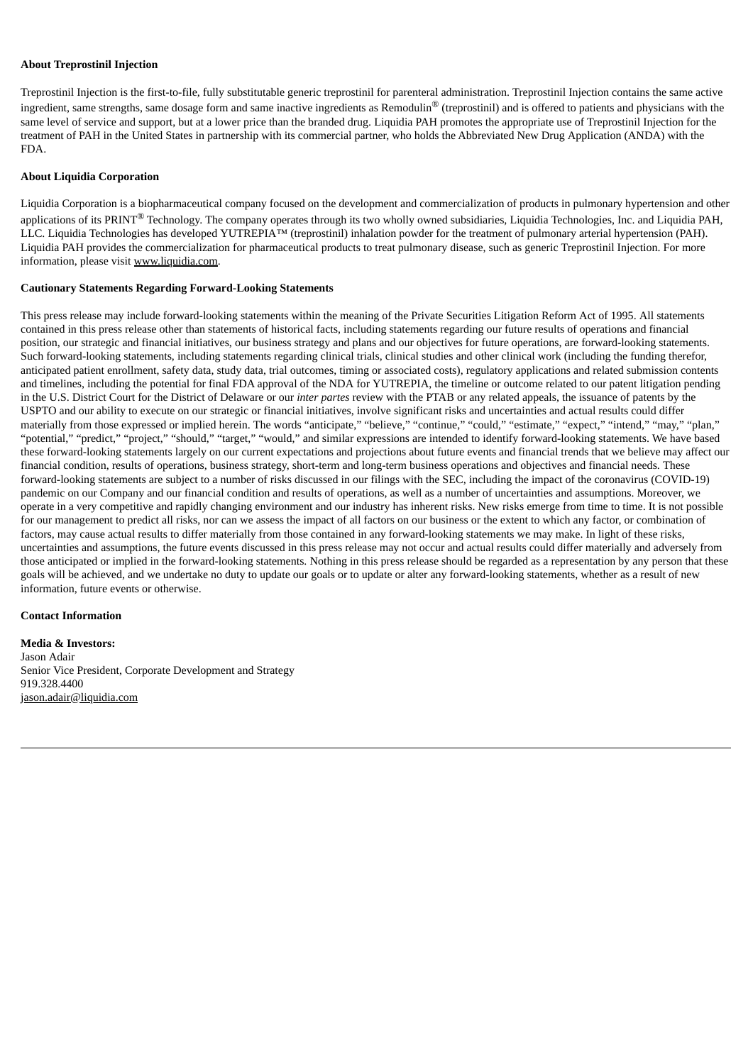**About Treprostinil Injection**

Treprostinil Injection is the first-to-file, fully substitutable generic treprostinil for parenteral administration. Treprostinil Injection contains the same active ingredient, same strengths, same dosage form and same inactive ingredients as Remodulin® (treprostinil) and is offered to patients and physicians with the same level of service and support, but at a lower price than the branded drug. Liquidia PAH promotes the appropriate use of Treprostinil Injection for the treatment of PAH in the United States in partnership with its commercial partner, who holds the Abbreviated New Drug Application (ANDA) with the FDA.

**About Liquidia Corporation**

Liquidia Corporation is a biopharmaceutical company focused on the development and commercialization of products in pulmonary hypertension and other applications of its PRINT® Technology. The company operates through its two wholly owned subsidiaries, Liquidia Technologies, Inc. and Liquidia PAH, LLC. Liquidia Technologies has developed YUTREPIA™ (treprostinil) inhalation powder for the treatment of pulmonary arterial hypertension (PAH). Liquidia PAH provides the commercialization for pharmaceutical products to treat pulmonary disease, such as generic Treprostinil Injection. For more information, please visit www.liquidia.com.

**Cautionary Statements Regarding Forward-Looking Statements**

This press release may include forward-looking statements within the meaning of the Private Securities Litigation Reform Act of 1995. All statements contained in this press release other than statements of historical facts, including statements regarding our future results of operations and financial position, our strategic and financial initiatives, our business strategy and plans and our objectives for future operations, are forward-looking statements. Such forward-looking statements, including statements regarding clinical trials, clinical studies and other clinical work (including the funding therefor, anticipated patient enrollment, safety data, study data, trial outcomes, timing or associated costs), regulatory applications and related submission contents and timelines, including the potential for final FDA approval of the NDA for YUTREPIA, the timeline or outcome related to our patent litigation pending in the U.S. District Court for the District of Delaware or our *inter partes* review with the PTAB or any related appeals, the issuance of patents by the USPTO and our ability to execute on our strategic or financial initiatives, involve significant risks and uncertainties and actual results could differ materially from those expressed or implied herein. The words "anticipate," "believe," "continue," "could," "estimate," "expect," "intend," "may," "plan," "potential," "predict," "project," "should," "target," "would," and similar expressions are intended to identify forward-looking statements. We have based these forward-looking statements largely on our current expectations and projections about future events and financial trends that we believe may affect our financial condition, results of operations, business strategy, short-term and long-term business operations and objectives and financial needs. These forward-looking statements are subject to a number of risks discussed in our filings with the SEC, including the impact of the coronavirus (COVID-19) pandemic on our Company and our financial condition and results of operations, as well as a number of uncertainties and assumptions. Moreover, we operate in a very competitive and rapidly changing environment and our industry has inherent risks. New risks emerge from time to time. It is not possible for our management to predict all risks, nor can we assess the impact of all factors on our business or the extent to which any factor, or combination of factors, may cause actual results to differ materially from those contained in any forward-looking statements we may make. In light of these risks, uncertainties and assumptions, the future events discussed in this press release may not occur and actual results could differ materially and adversely from those anticipated or implied in the forward-looking statements. Nothing in this press release should be regarded as a representation by any person that these goals will be achieved, and we undertake no duty to update our goals or to update or alter any forward-looking statements, whether as a result of new information, future events or otherwise.

**Contact Information**

**Media & Investors:**
Jason Adair
Senior Vice President, Corporate Development and Strategy
919.328.4400
jason.adair@liquidia.com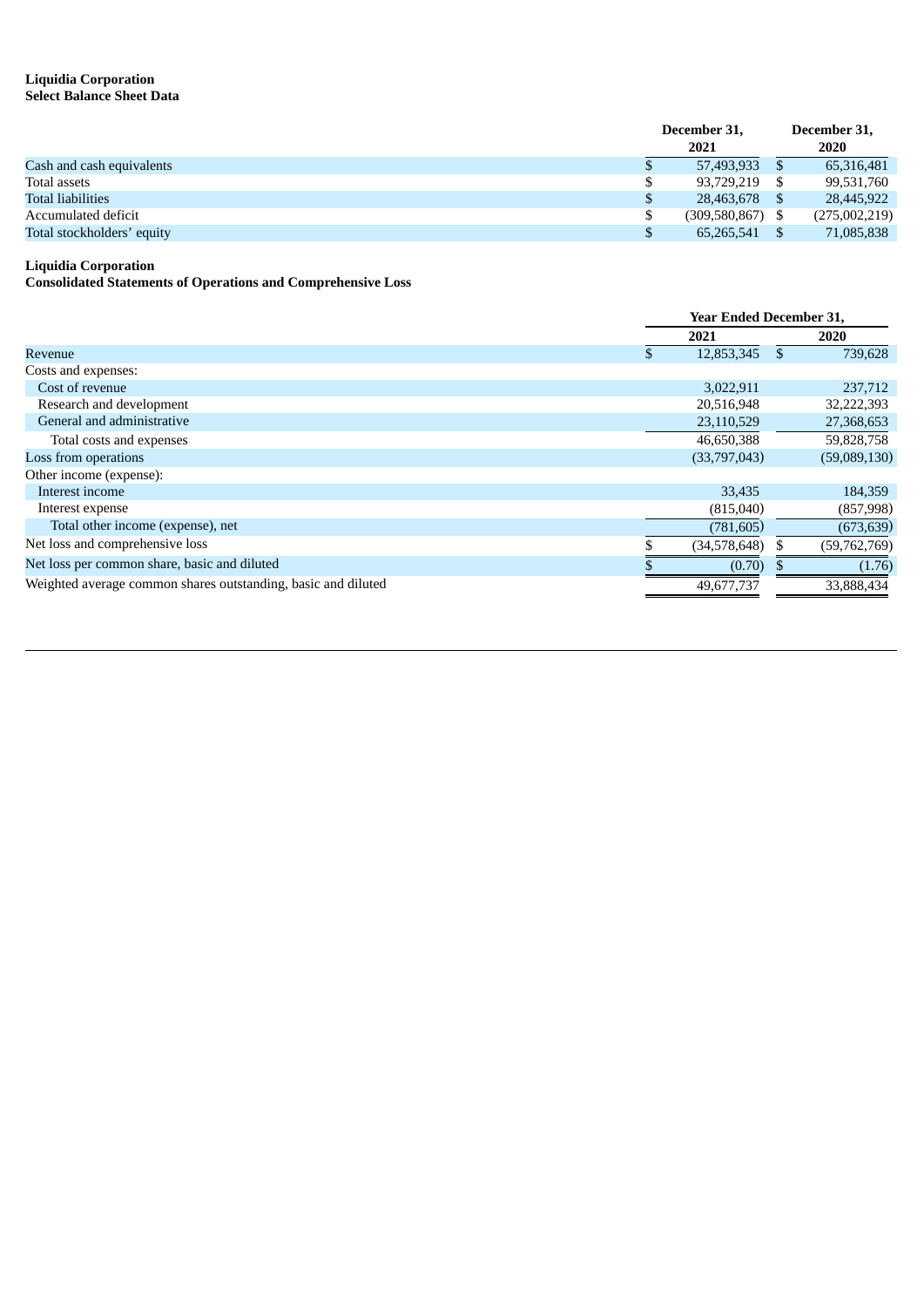**Liquidia Corporation**
**Select Balance Sheet Data**

| | December 31, 2021 | December 31, 2020 |
|---|---|---|
| Cash and cash equivalents | $ 57,493,933 | $ 65,316,481 |
| Total assets | $ 93,729,219 | $ 99,531,760 |
| Total liabilities | $ 28,463,678 | $ 28,445,922 |
| Accumulated deficit | $ (309,580,867) | $ (275,002,219) |
| Total stockholders' equity | $ 65,265,541 | $ 71,085,838 |

**Liquidia Corporation**
**Consolidated Statements of Operations and Comprehensive Loss**

| | Year Ended December 31, | |
|---|---|---|
| | 2021 | 2020 |
| Revenue | $ 12,853,345 | $ 739,628 |
| Costs and expenses: | | |
| Cost of revenue | 3,022,911 | 237,712 |
| Research and development | 20,516,948 | 32,222,393 |
| General and administrative | 23,110,529 | 27,368,653 |
| Total costs and expenses | 46,650,388 | 59,828,758 |
| Loss from operations | (33,797,043) | (59,089,130) |
| Other income (expense): | | |
| Interest income | 33,435 | 184,359 |
| Interest expense | (815,040) | (857,998) |
| Total other income (expense), net | (781,605) | (673,639) |
| Net loss and comprehensive loss | $ (34,578,648) | $ (59,762,769) |
| Net loss per common share, basic and diluted | $ (0.70) | $ (1.76) |
| Weighted average common shares outstanding, basic and diluted | 49,677,737 | 33,888,434 |